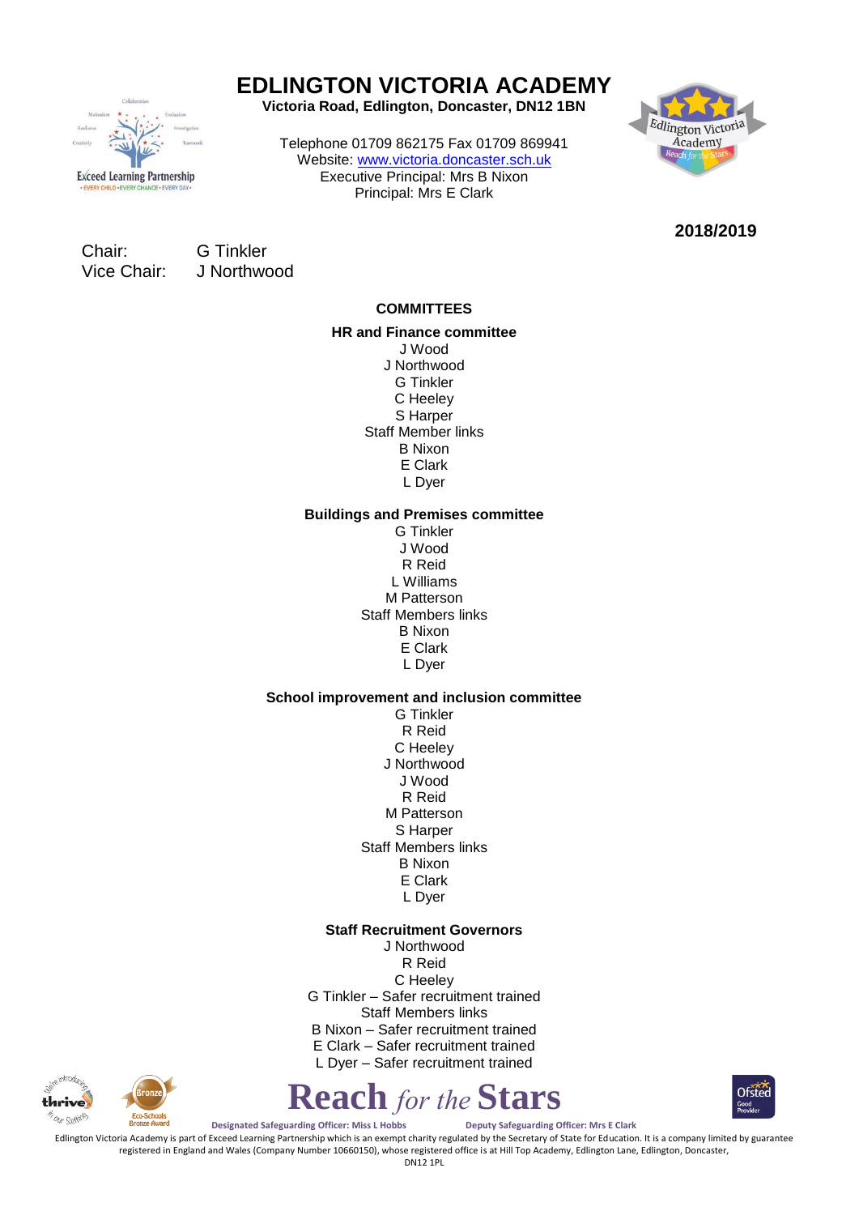# EDLINGTON VICTORIA ACADEMY

**Victoria Road, Edlington, Doncaster, DN12 1BN**

Telephone 01709 862175 Fax 01709 869941
Website: www.victoria.doncaster.sch.uk
Executive Principal: Mrs B Nixon
Principal: Mrs E Clark

**2018/2019**

Chair: G Tinkler
Vice Chair: J Northwood

## COMMITTEES

### HR and Finance committee

J Wood
J Northwood
G Tinkler
C Heeley
S Harper
Staff Member links
B Nixon
E Clark
L Dyer

### Buildings and Premises committee

G Tinkler
J Wood
R Reid
L Williams
M Patterson
Staff Members links
B Nixon
E Clark
L Dyer

### School improvement and inclusion committee

G Tinkler
R Reid
C Heeley
J Northwood
J Wood
R Reid
M Patterson
S Harper
Staff Members links
B Nixon
E Clark
L Dyer

### Staff Recruitment Governors

J Northwood
R Reid
C Heeley
G Tinkler – Safer recruitment trained
Staff Members links
B Nixon – Safer recruitment trained
E Clark – Safer recruitment trained
L Dyer – Safer recruitment trained

Reach *for the* Stars

**Designated Safeguarding Officer: Miss L Hobbs** **Deputy Safeguarding Officer: Mrs E Clark**

Edlington Victoria Academy is part of Exceed Learning Partnership which is an exempt charity regulated by the Secretary of State for Education. It is a company limited by guarantee registered in England and Wales (Company Number 10660150), whose registered office is at Hill Top Academy, Edlington Lane, Edlington, Doncaster, DN12 1PL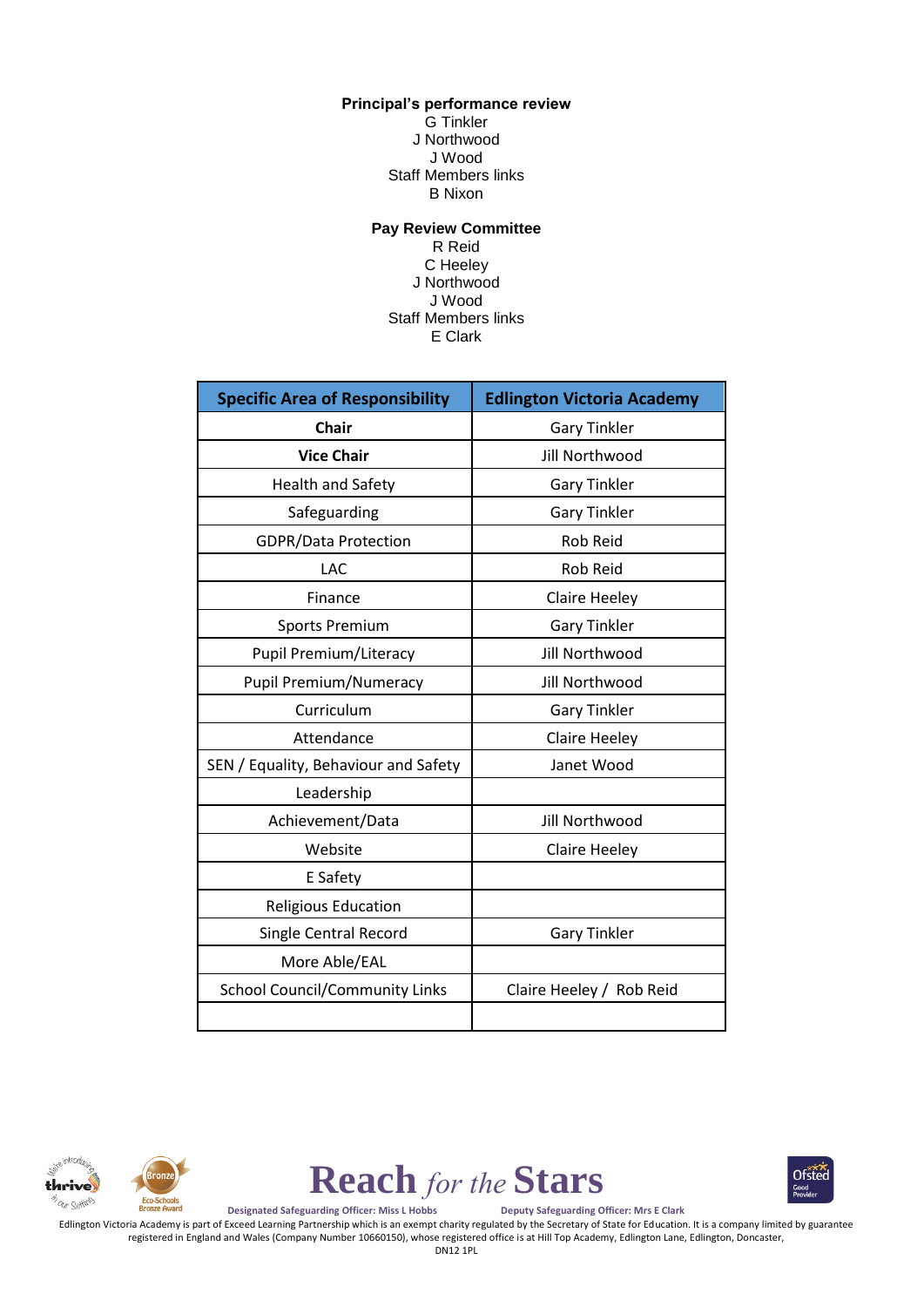**Principal's performance review**
G Tinkler
J Northwood
J Wood
Staff Members links
B Nixon

**Pay Review Committee**
R Reid
C Heeley
J Northwood
J Wood
Staff Members links
E Clark

| Specific Area of Responsibility | Edlington Victoria Academy |
|---|---|
| **Chair** | Gary Tinkler |
| **Vice Chair** | Jill Northwood |
| Health and Safety | Gary Tinkler |
| Safeguarding | Gary Tinkler |
| GDPR/Data Protection | Rob Reid |
| LAC | Rob Reid |
| Finance | Claire Heeley |
| Sports Premium | Gary Tinkler |
| Pupil Premium/Literacy | Jill Northwood |
| Pupil Premium/Numeracy | Jill Northwood |
| Curriculum | Gary Tinkler |
| Attendance | Claire Heeley |
| SEN / Equality, Behaviour and Safety | Janet Wood |
| Leadership | |
| Achievement/Data | Jill Northwood |
| Website | Claire Heeley |
| E Safety | |
| Religious Education | |
| Single Central Record | Gary Tinkler |
| More Able/EAL | |
| School Council/Community Links | Claire Heeley / Rob Reid |
| | |

Reach for the Stars

Designated Safeguarding Officer: Miss L Hobbs    Deputy Safeguarding Officer: Mrs E Clark

Edlington Victoria Academy is part of Exceed Learning Partnership which is an exempt charity regulated by the Secretary of State for Education. It is a company limited by guarantee registered in England and Wales (Company Number 10660150), whose registered office is at Hill Top Academy, Edlington Lane, Edlington, Doncaster, DN12 1PL